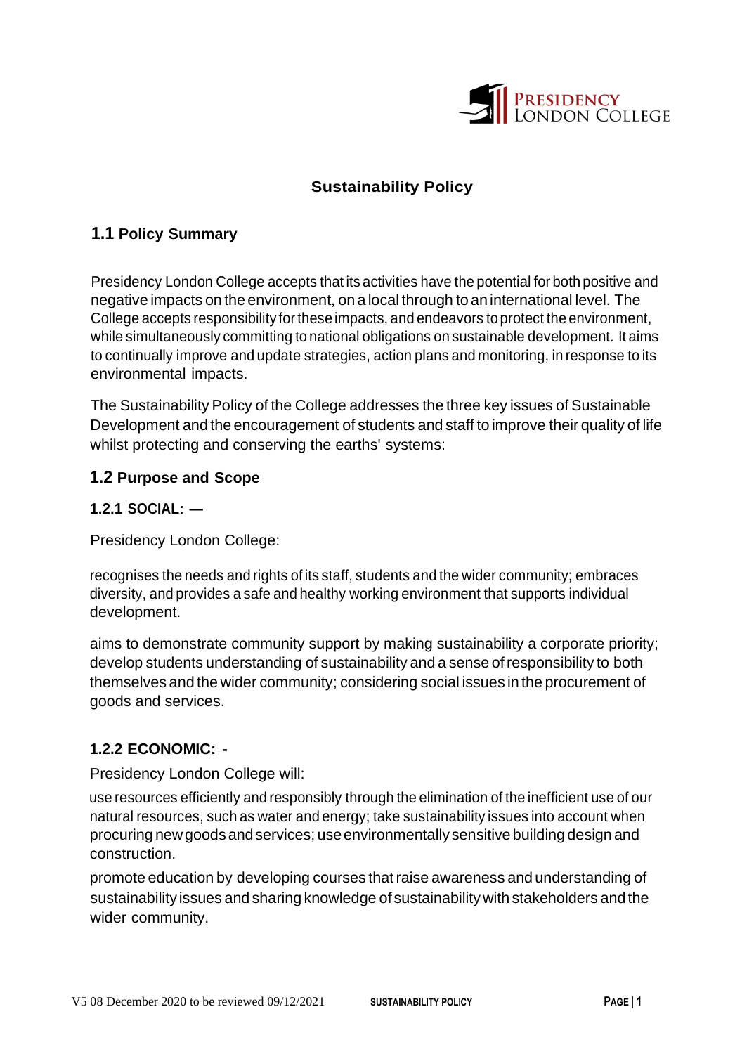PRESIDENCY
LONDON COLLEGE

# Sustainability Policy

## 1.1 Policy Summary

Presidency London College accepts that its activities have the potential for both positive and negative impacts on the environment, on a local through to an international level. The College accepts responsibility for these impacts, and endeavors to protect the environment, while simultaneously committing to national obligations on sustainable development. It aims to continually improve and update strategies, action plans and monitoring, in response to its environmental impacts.

The Sustainability Policy of the College addresses the three key issues of Sustainable Development and the encouragement of students and staff to improve their quality of life whilst protecting and conserving the earths' systems:

## 1.2 Purpose and Scope

### 1.2.1 SOCIAL: —

Presidency London College:

recognises the needs and rights of its staff, students and the wider community; embraces diversity, and provides a safe and healthy working environment that supports individual development.

aims to demonstrate community support by making sustainability a corporate priority; develop students understanding of sustainability and a sense of responsibility to both themselves and the wider community; considering social issues in the procurement of goods and services.

### 1.2.2 ECONOMIC: -

Presidency London College will:

use resources efficiently and responsibly through the elimination of the inefficient use of our natural resources, such as water and energy; take sustainability issues into account when procuring new goods and services; use environmentally sensitive building design and construction.

promote education by developing courses that raise awareness and understanding of sustainability issues and sharing knowledge of sustainability with stakeholders and the wider community.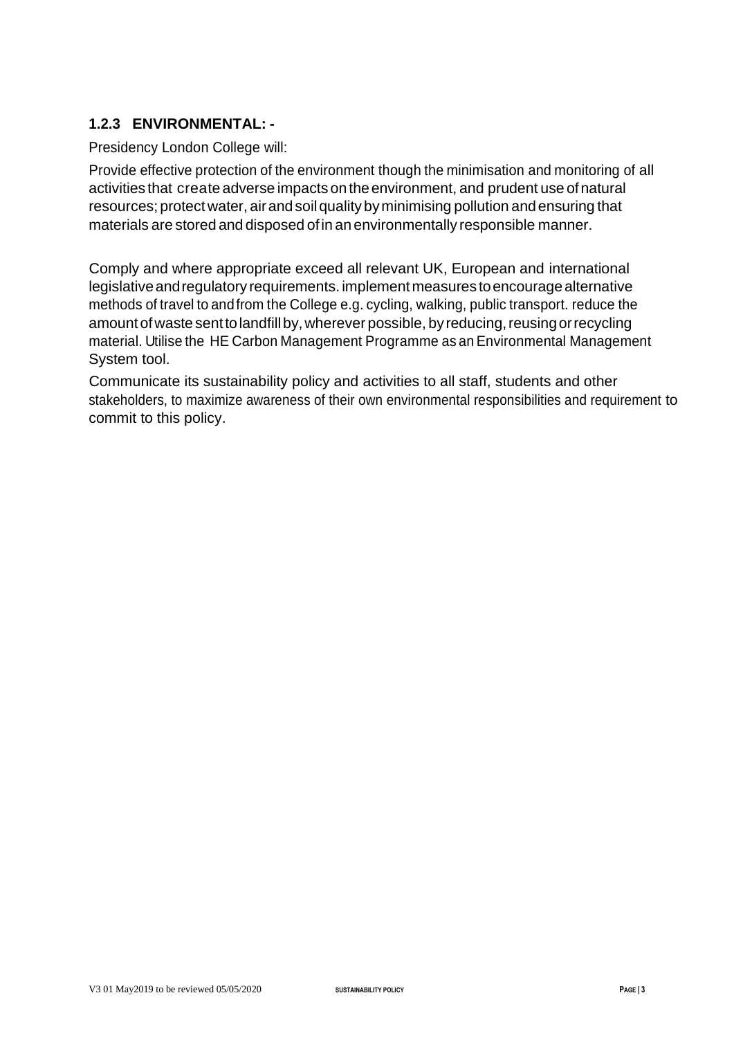### 1.2.3 ENVIRONMENTAL: -

Presidency London College will:

Provide effective protection of the environment though the minimisation and monitoring of all activities that create adverse impacts on the environment, and prudent use of natural resources; protect water, air and soil quality by minimising pollution and ensuring that materials are stored and disposed of in an environmentally responsible manner.

Comply and where appropriate exceed all relevant UK, European and international legislative and regulatory requirements. implement measures to encourage alternative methods of travel to and from the College e.g. cycling, walking, public transport. reduce the amount of waste sent to landfill by, wherever possible, by reducing, reusing or recycling material. Utilise the HE Carbon Management Programme as an Environmental Management System tool.

Communicate its sustainability policy and activities to all staff, students and other stakeholders, to maximize awareness of their own environmental responsibilities and requirement to commit to this policy.